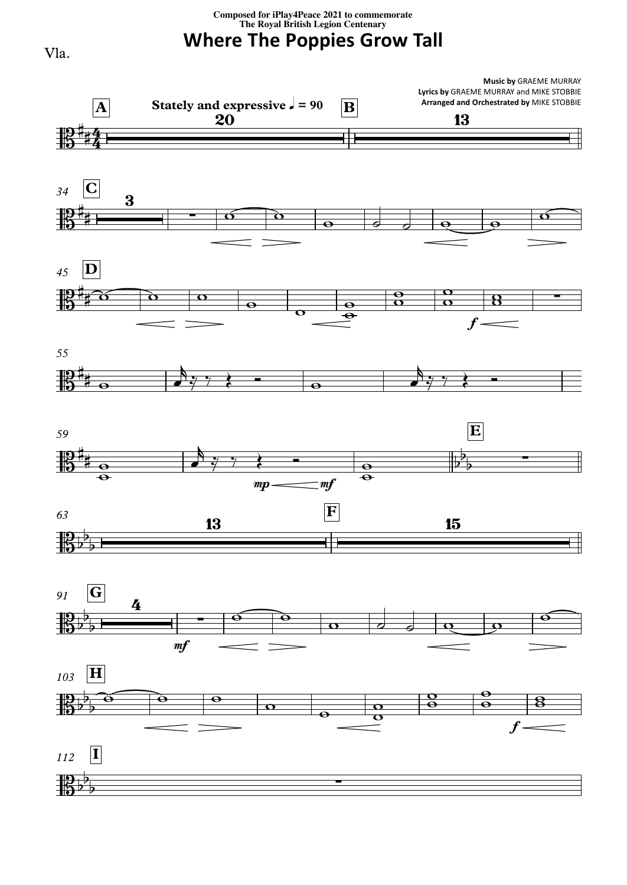Composed for iPlay4Peace 2021 to commemorate
The Royal British Legion Centenary

# Where The Poppies Grow Tall

Vla.

**Music by** GRAEME MURRAY
**Lyrics by** GRAEME MURRAY and MIKE STOBBIE
**Arranged and Orchestrated by** MIKE STOBBIE

**Stately and expressive** ♩ = 90